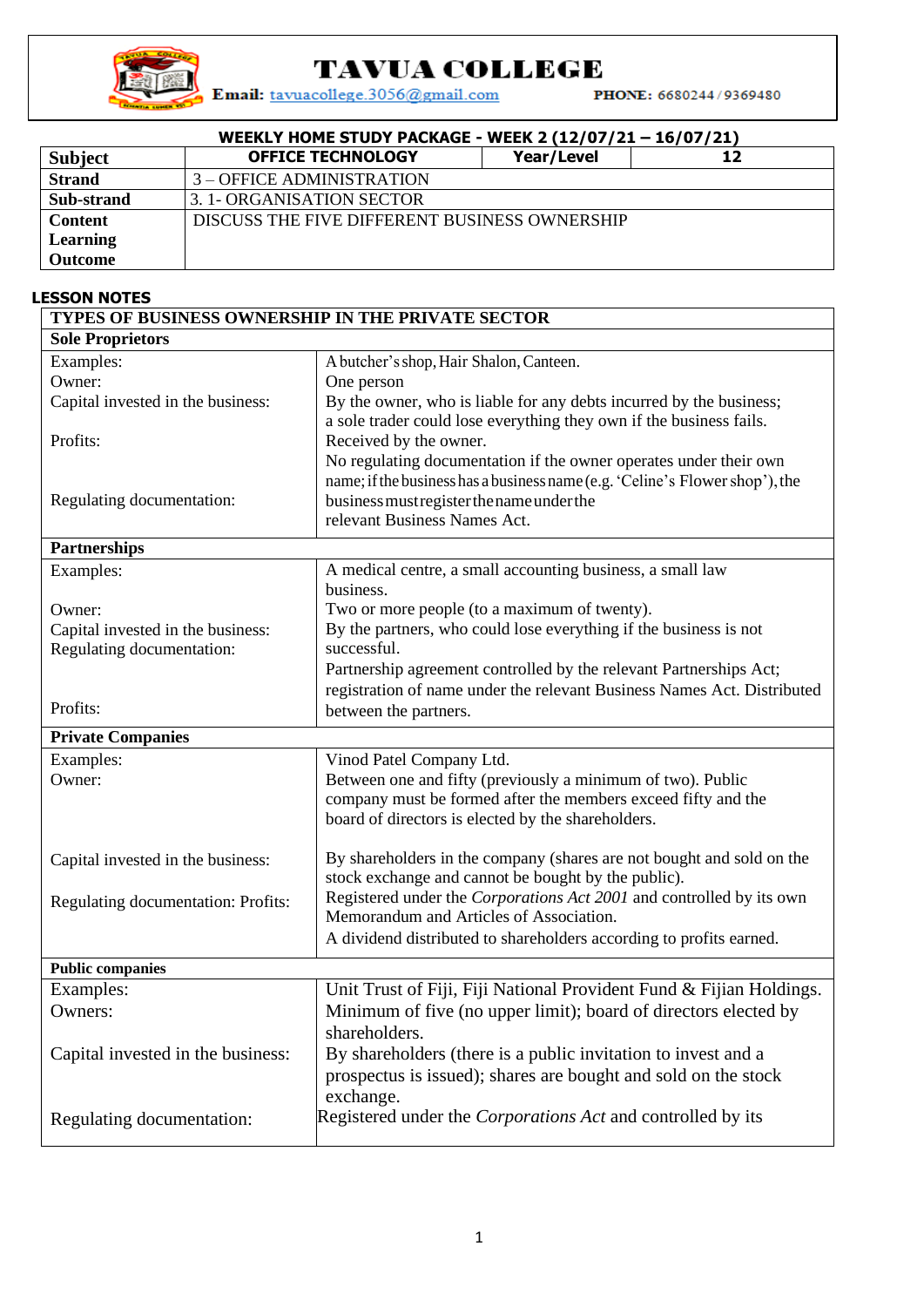# TAVUA COLLEGE

**Email:** tavuacollege.3056@gmail.com **PHONE:** 6680244 / 9369480

**WEEKLY HOME STUDY PACKAGE - WEEK 2 (12/07/21 – 16/07/21)**

| **Subject** | **OFFICE TECHNOLOGY** | **Year/Level** | **12** |
|---|---|---|---|
| **Strand** | 3 – OFFICE ADMINISTRATION | | |
| **Sub-strand** | 3. 1- ORGANISATION SECTOR | | |
| **Content Learning Outcome** | DISCUSS THE FIVE DIFFERENT BUSINESS OWNERSHIP | | |

**LESSON NOTES**

| **TYPES OF BUSINESS OWNERSHIP IN THE PRIVATE SECTOR** | |
|---|---|
| **Sole Proprietors** | |
| Examples: | A butcher's shop, Hair Shalon, Canteen. |
| Owner: | One person |
| Capital invested in the business: | By the owner, who is liable for any debts incurred by the business; a sole trader could lose everything they own if the business fails. |
| Profits: | Received by the owner. |
| Regulating documentation: | No regulating documentation if the owner operates under their own name; if the business has a business name (e.g. 'Celine's Flower shop'), the business must register the name under the relevant Business Names Act. |
| **Partnerships** | |
| Examples: | A medical centre, a small accounting business, a small law business. |
| Owner: | Two or more people (to a maximum of twenty). |
| Capital invested in the business: | By the partners, who could lose everything if the business is not successful. |
| Regulating documentation: | Partnership agreement controlled by the relevant Partnerships Act; registration of name under the relevant Business Names Act. |
| Profits: | Distributed between the partners. |
| **Private Companies** | |
| Examples: | Vinod Patel Company Ltd. |
| Owner: | Between one and fifty (previously a minimum of two). Public company must be formed after the members exceed fifty and the board of directors is elected by the shareholders. |
| Capital invested in the business: | By shareholders in the company (shares are not bought and sold on the stock exchange and cannot be bought by the public). |
| Regulating documentation: | Registered under the *Corporations Act 2001* and controlled by its own Memorandum and Articles of Association. |
| Profits: | A dividend distributed to shareholders according to profits earned. |
| **Public companies** | |
| Examples: | Unit Trust of Fiji, Fiji National Provident Fund & Fijian Holdings. |
| Owners: | Minimum of five (no upper limit); board of directors elected by shareholders. |
| Capital invested in the business: | By shareholders (there is a public invitation to invest and a prospectus is issued); shares are bought and sold on the stock exchange. |
| Regulating documentation: | Registered under the *Corporations Act* and controlled by its |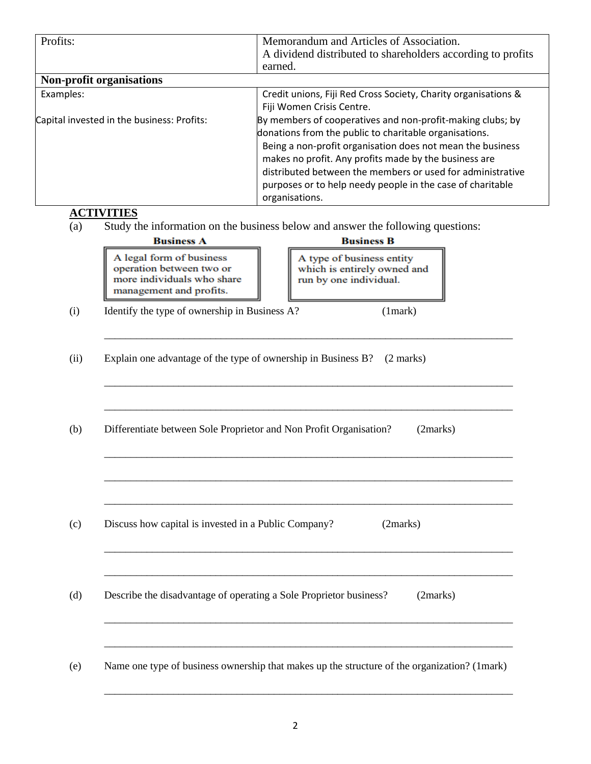| | |
|---|---|
| Profits: | Memorandum and Articles of Association.<br>A dividend distributed to shareholders according to profits earned. |
| **Non-profit organisations** | |
| Examples: | Credit unions, Fiji Red Cross Society, Charity organisations & Fiji Women Crisis Centre. |
| Capital invested in the business: Profits: | By members of cooperatives and non-profit-making clubs; by donations from the public to charitable organisations.<br>Being a non-profit organisation does not mean the business makes no profit. Any profits made by the business are distributed between the members or used for administrative purposes or to help needy people in the case of charitable organisations. |

## ACTIVITIES

(a) Study the information on the business below and answer the following questions:

**Business A**

A legal form of business operation between two or more individuals who share management and profits.

**Business B**

A type of business entity which is entirely owned and run by one individual.

(i) Identify the type of ownership in Business A? (1mark)

___________________________________________________________________________

(ii) Explain one advantage of the type of ownership in Business B? (2 marks)

___________________________________________________________________________

___________________________________________________________________________

(b) Differentiate between Sole Proprietor and Non Profit Organisation? (2marks)

___________________________________________________________________________

___________________________________________________________________________

___________________________________________________________________________

(c) Discuss how capital is invested in a Public Company? (2marks)

___________________________________________________________________________

___________________________________________________________________________

(d) Describe the disadvantage of operating a Sole Proprietor business? (2marks)

___________________________________________________________________________

___________________________________________________________________________

(e) Name one type of business ownership that makes up the structure of the organization? (1mark)

___________________________________________________________________________